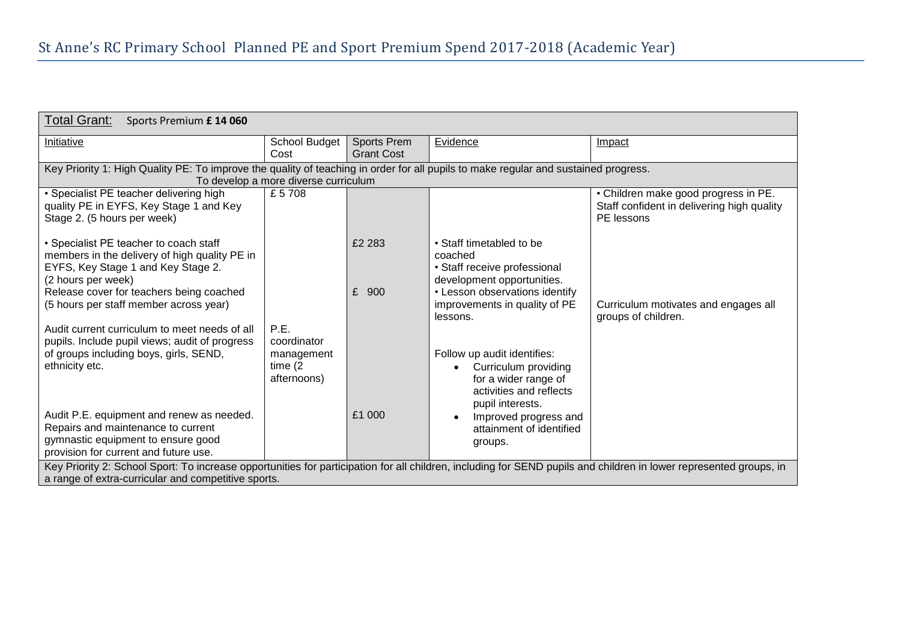# St Anne's RC Primary School Planned PE and Sport Premium Spend 2017-2018 (Academic Year)

| Total Grant: Sports Premium **£ 14 060** | | | | |
|---|---|---|---|---|
| Initiative | School Budget Cost | Sports Prem Grant Cost | Evidence | Impact |
| Key Priority 1: High Quality PE: To improve the quality of teaching in order for all pupils to make regular and sustained progress. To develop a more diverse curriculum | | | | |
| • Specialist PE teacher delivering high quality PE in EYFS, Key Stage 1 and Key Stage 2. (5 hours per week)<br><br>• Specialist PE teacher to coach staff members in the delivery of high quality PE in EYFS, Key Stage 1 and Key Stage 2. (2 hours per week)<br>Release cover for teachers being coached (5 hours per staff member across year)<br><br>Audit current curriculum to meet needs of all pupils. Include pupil views; audit of progress of groups including boys, girls, SEND, ethnicity etc.<br><br>Audit P.E. equipment and renew as needed. Repairs and maintenance to current gymnastic equipment to ensure good provision for current and future use. | £ 5 708<br><br>P.E. coordinator management time (2 afternoons) | £2 283<br><br>£ 900<br><br>£1 000 | • Staff timetabled to be coached<br>• Staff receive professional development opportunities.<br>• Lesson observations identify improvements in quality of PE lessons.<br><br>Follow up audit identifies:<br>• Curriculum providing for a wider range of activities and reflects pupil interests.<br>• Improved progress and attainment of identified groups. | • Children make good progress in PE. Staff confident in delivering high quality PE lessons<br><br>Curriculum motivates and engages all groups of children. |
| Key Priority 2: School Sport: To increase opportunities for participation for all children, including for SEND pupils and children in lower represented groups, in a range of extra-curricular and competitive sports. | | | | |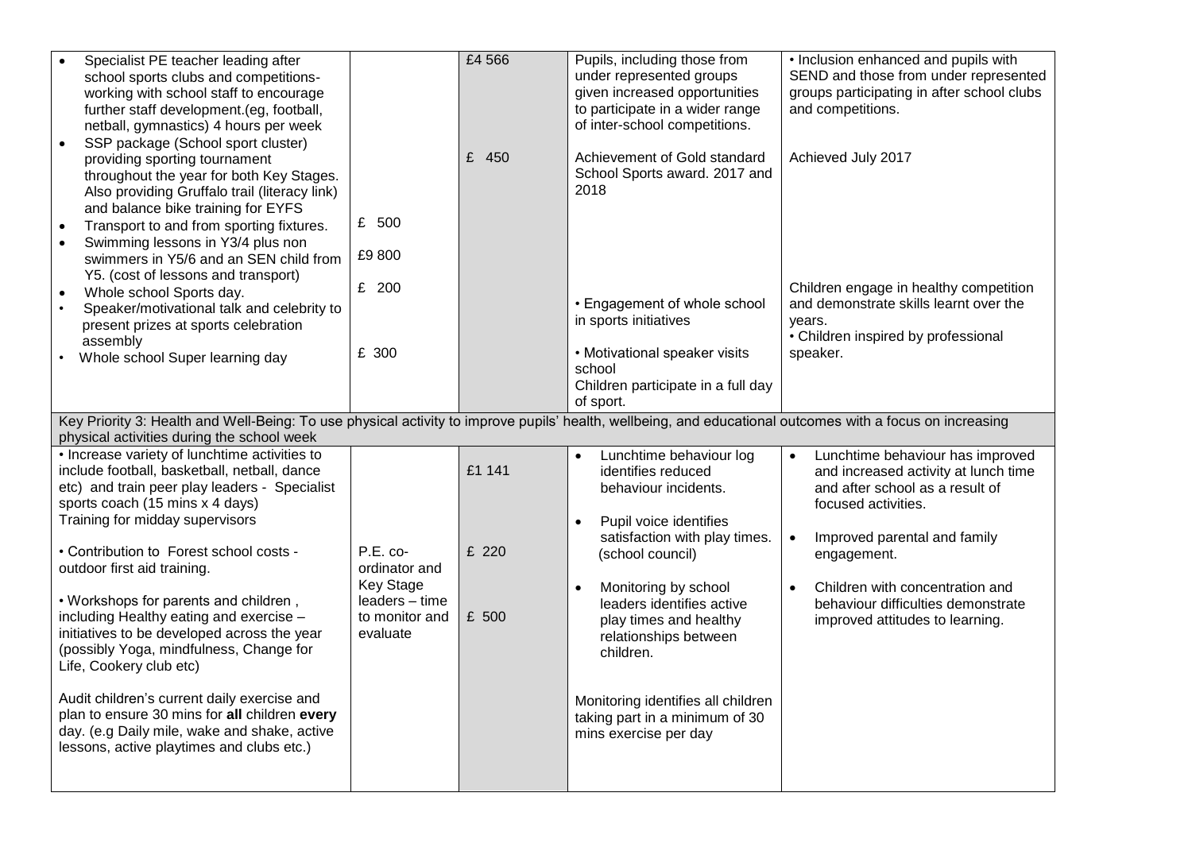| | | | | |
|---|---|---|---|---|
| • Specialist PE teacher leading after school sports clubs and competitions- working with school staff to encourage further staff development.(eg, football, netball, gymnastics) 4 hours per week<br>• SSP package (School sport cluster) providing sporting tournament throughout the year for both Key Stages. Also providing Gruffalo trail (literacy link) and balance bike training for EYFS<br>• Transport to and from sporting fixtures.<br>• Swimming lessons in Y3/4 plus non swimmers in Y5/6 and an SEN child from Y5. (cost of lessons and transport)<br>• Whole school Sports day.<br>• Speaker/motivational talk and celebrity to present prizes at sports celebration assembly<br>• Whole school Super learning day | £ 500<br><br>£9 800<br><br>£ 200<br><br>£ 300 | £4 566<br><br>£ 450 | Pupils, including those from under represented groups given increased opportunities to participate in a wider range of inter-school competitions.<br><br>Achievement of Gold standard School Sports award. 2017 and 2018<br><br>• Engagement of whole school in sports initiatives<br><br>• Motivational speaker visits school<br>Children participate in a full day of sport. | • Inclusion enhanced and pupils with SEND and those from under represented groups participating in after school clubs and competitions.<br><br>Achieved July 2017<br><br>Children engage in healthy competition and demonstrate skills learnt over the years.<br>• Children inspired by professional speaker. |
| Key Priority 3: Health and Well-Being: To use physical activity to improve pupils' health, wellbeing, and educational outcomes with a focus on increasing physical activities during the school week | | | | |
| • Increase variety of lunchtime activities to include football, basketball, netball, dance etc) and train peer play leaders - Specialist sports coach (15 mins x 4 days)<br>Training for midday supervisors<br><br>• Contribution to Forest school costs - outdoor first aid training.<br><br>• Workshops for parents and children , including Healthy eating and exercise – initiatives to be developed across the year (possibly Yoga, mindfulness, Change for Life, Cookery club etc)<br><br>Audit children's current daily exercise and plan to ensure 30 mins for **all** children **every** day. (e.g Daily mile, wake and shake, active lessons, active playtimes and clubs etc.) | P.E. co-ordinator and Key Stage leaders – time to monitor and evaluate | £1 141<br><br>£ 220<br><br>£ 500 | • Lunchtime behaviour log identifies reduced behaviour incidents.<br><br>• Pupil voice identifies satisfaction with play times. (school council)<br><br>• Monitoring by school leaders identifies active play times and healthy relationships between children.<br><br>Monitoring identifies all children taking part in a minimum of 30 mins exercise per day | • Lunchtime behaviour has improved and increased activity at lunch time and after school as a result of focused activities.<br><br>• Improved parental and family engagement.<br><br>• Children with concentration and behaviour difficulties demonstrate improved attitudes to learning. |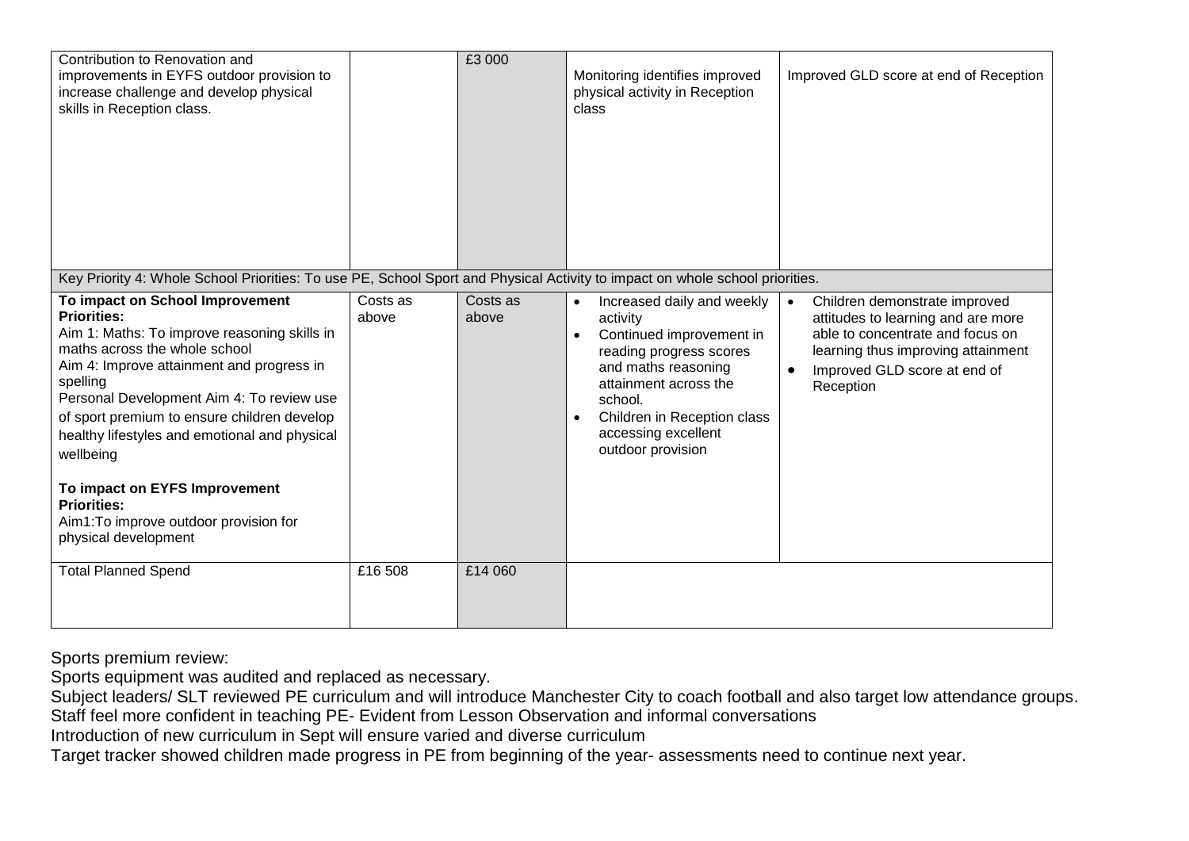| | | | | |
|---|---|---|---|---|
| Contribution to Renovation and improvements in EYFS outdoor provision to increase challenge and develop physical skills in Reception class. | | £3 000 | Monitoring identifies improved physical activity in Reception class | Improved GLD score at end of Reception |
| Key Priority 4: Whole School Priorities: To use PE, School Sport and Physical Activity to impact on whole school priorities. | | | | |
| **To impact on School Improvement Priorities:**<br>Aim 1: Maths: To improve reasoning skills in maths across the whole school<br>Aim 4: Improve attainment and progress in spelling<br>Personal Development Aim 4: To review use of sport premium to ensure children develop healthy lifestyles and emotional and physical wellbeing<br><br>**To impact on EYFS Improvement Priorities:**<br>Aim1:To improve outdoor provision for physical development | Costs as above | Costs as above | • Increased daily and weekly activity<br>• Continued improvement in reading progress scores and maths reasoning attainment across the school.<br>• Children in Reception class accessing excellent outdoor provision | • Children demonstrate improved attitudes to learning and are more able to concentrate and focus on learning thus improving attainment<br>• Improved GLD score at end of Reception |
| Total Planned Spend | £16 508 | £14 060 | | |

Sports premium review:
Sports equipment was audited and replaced as necessary.
Subject leaders/ SLT reviewed PE curriculum and will introduce Manchester City to coach football and also target low attendance groups.
Staff feel more confident in teaching PE- Evident from Lesson Observation and informal conversations
Introduction of new curriculum in Sept will ensure varied and diverse curriculum
Target tracker showed children made progress in PE from beginning of the year- assessments need to continue next year.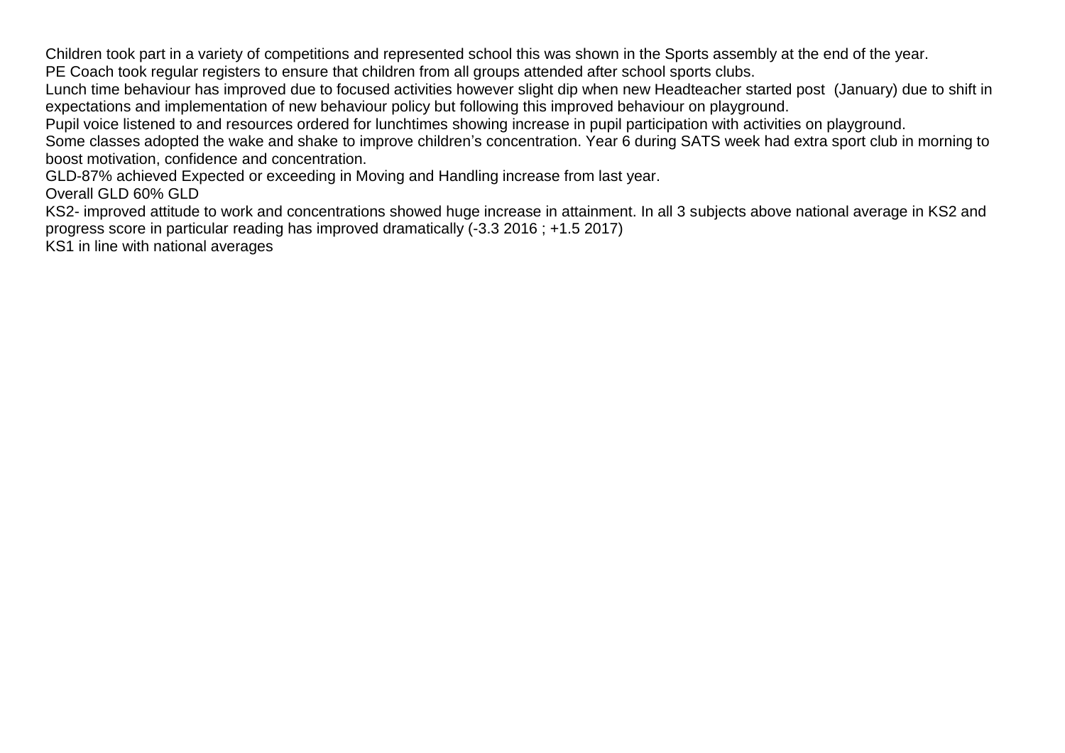Children took part in a variety of competitions and represented school this was shown in the Sports assembly at the end of the year.
PE Coach took regular registers to ensure that children from all groups attended after school sports clubs.
Lunch time behaviour has improved due to focused activities however slight dip when new Headteacher started post (January) due to shift in expectations and implementation of new behaviour policy but following this improved behaviour on playground.
Pupil voice listened to and resources ordered for lunchtimes showing increase in pupil participation with activities on playground.
Some classes adopted the wake and shake to improve children's concentration. Year 6 during SATS week had extra sport club in morning to boost motivation, confidence and concentration.
GLD-87% achieved Expected or exceeding in Moving and Handling increase from last year.
Overall GLD 60% GLD
KS2- improved attitude to work and concentrations showed huge increase in attainment. In all 3 subjects above national average in KS2 and progress score in particular reading has improved dramatically (-3.3 2016 ; +1.5 2017)
KS1 in line with national averages